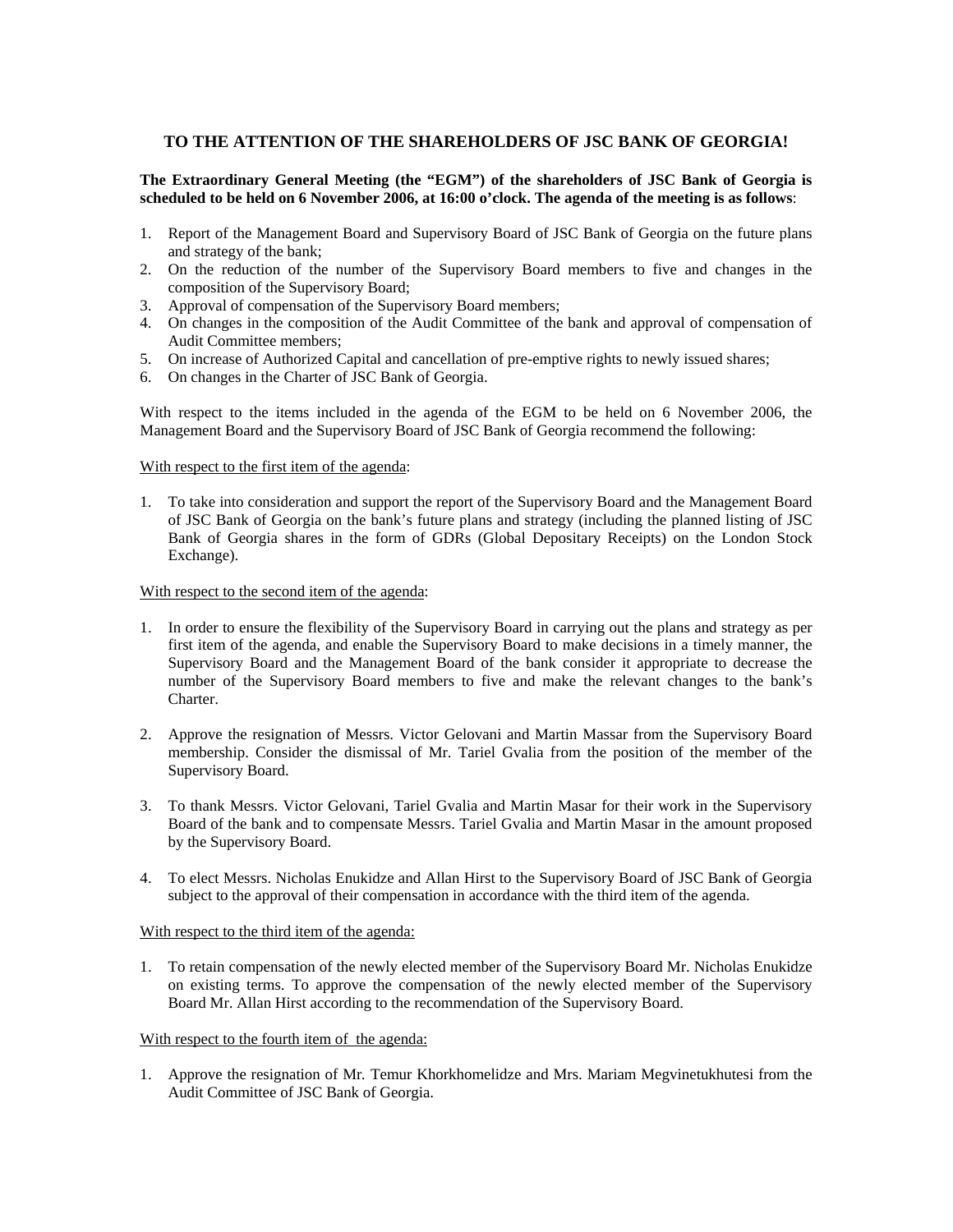## TO THE ATTENTION OF THE SHAREHOLDERS OF JSC BANK OF GEORGIA!

**The Extraordinary General Meeting (the "EGM") of the shareholders of JSC Bank of Georgia is scheduled to be held on 6 November 2006, at 16:00 o'clock. The agenda of the meeting is as follows**:

1. Report of the Management Board and Supervisory Board of JSC Bank of Georgia on the future plans and strategy of the bank;
2. On the reduction of the number of the Supervisory Board members to five and changes in the composition of the Supervisory Board;
3. Approval of compensation of the Supervisory Board members;
4. On changes in the composition of the Audit Committee of the bank and approval of compensation of Audit Committee members;
5. On increase of Authorized Capital and cancellation of pre-emptive rights to newly issued shares;
6. On changes in the Charter of JSC Bank of Georgia.

With respect to the items included in the agenda of the EGM to be held on 6 November 2006, the Management Board and the Supervisory Board of JSC Bank of Georgia recommend the following:

<u>With respect to the first item of the agenda</u>:

1. To take into consideration and support the report of the Supervisory Board and the Management Board of JSC Bank of Georgia on the bank's future plans and strategy (including the planned listing of JSC Bank of Georgia shares in the form of GDRs (Global Depositary Receipts) on the London Stock Exchange).

<u>With respect to the second item of the agenda</u>:

1. In order to ensure the flexibility of the Supervisory Board in carrying out the plans and strategy as per first item of the agenda, and enable the Supervisory Board to make decisions in a timely manner, the Supervisory Board and the Management Board of the bank consider it appropriate to decrease the number of the Supervisory Board members to five and make the relevant changes to the bank's Charter.

2. Approve the resignation of Messrs. Victor Gelovani and Martin Massar from the Supervisory Board membership. Consider the dismissal of Mr. Tariel Gvalia from the position of the member of the Supervisory Board.

3. To thank Messrs. Victor Gelovani, Tariel Gvalia and Martin Masar for their work in the Supervisory Board of the bank and to compensate Messrs. Tariel Gvalia and Martin Masar in the amount proposed by the Supervisory Board.

4. To elect Messrs. Nicholas Enukidze and Allan Hirst to the Supervisory Board of JSC Bank of Georgia subject to the approval of their compensation in accordance with the third item of the agenda.

<u>With respect to the third item of the agenda:</u>

1. To retain compensation of the newly elected member of the Supervisory Board Mr. Nicholas Enukidze on existing terms. To approve the compensation of the newly elected member of the Supervisory Board Mr. Allan Hirst according to the recommendation of the Supervisory Board.

<u>With respect to the fourth item of the agenda:</u>

1. Approve the resignation of Mr. Temur Khorkhomelidze and Mrs. Mariam Megvinetukhutesi from the Audit Committee of JSC Bank of Georgia.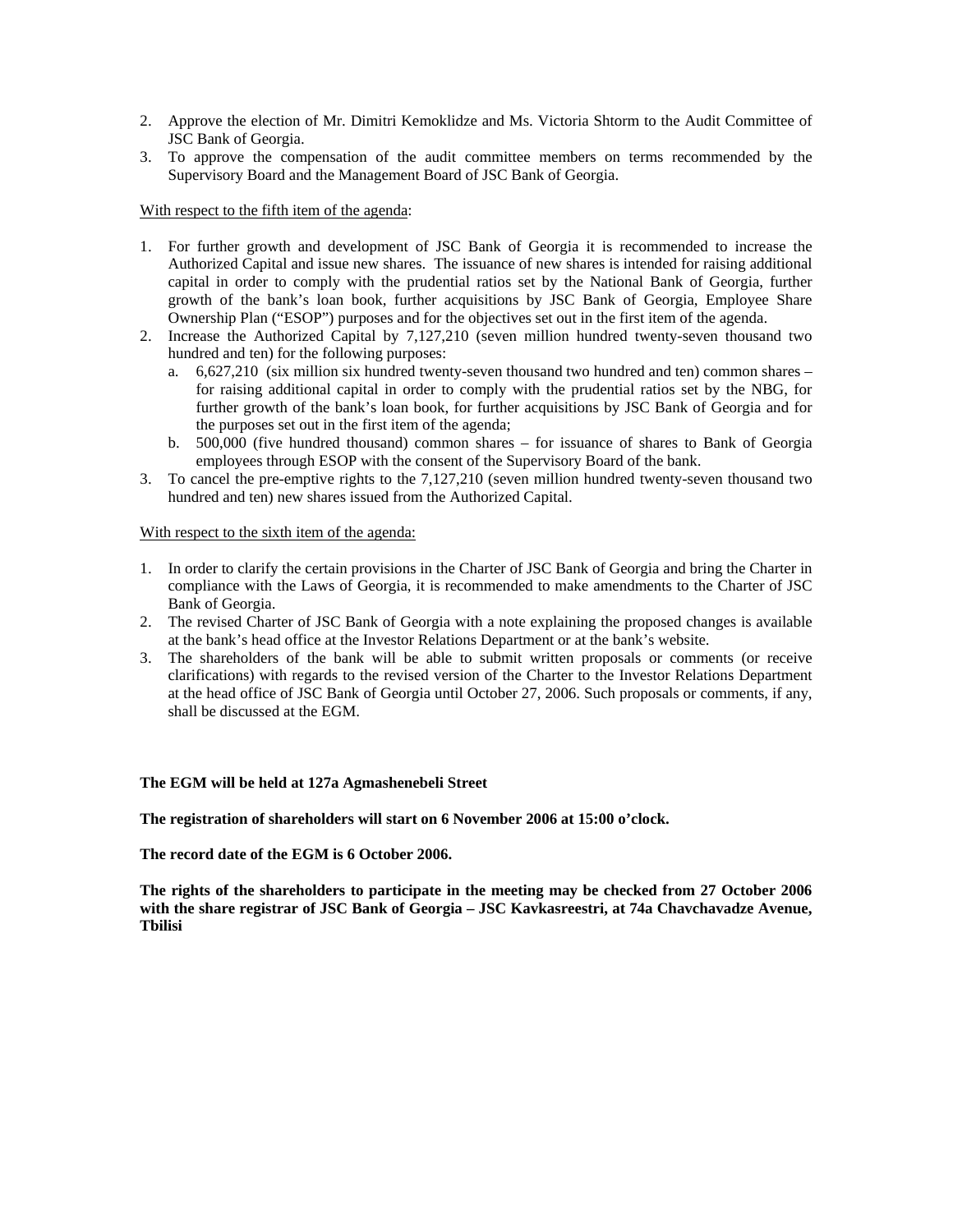2. Approve the election of Mr. Dimitri Kemoklidze and Ms. Victoria Shtorm to the Audit Committee of JSC Bank of Georgia.
3. To approve the compensation of the audit committee members on terms recommended by the Supervisory Board and the Management Board of JSC Bank of Georgia.

With respect to the fifth item of the agenda:

1. For further growth and development of JSC Bank of Georgia it is recommended to increase the Authorized Capital and issue new shares. The issuance of new shares is intended for raising additional capital in order to comply with the prudential ratios set by the National Bank of Georgia, further growth of the bank's loan book, further acquisitions by JSC Bank of Georgia, Employee Share Ownership Plan ("ESOP") purposes and for the objectives set out in the first item of the agenda.
2. Increase the Authorized Capital by 7,127,210 (seven million hundred twenty-seven thousand two hundred and ten) for the following purposes:
   a. 6,627,210 (six million six hundred twenty-seven thousand two hundred and ten) common shares – for raising additional capital in order to comply with the prudential ratios set by the NBG, for further growth of the bank's loan book, for further acquisitions by JSC Bank of Georgia and for the purposes set out in the first item of the agenda;
   b. 500,000 (five hundred thousand) common shares – for issuance of shares to Bank of Georgia employees through ESOP with the consent of the Supervisory Board of the bank.
3. To cancel the pre-emptive rights to the 7,127,210 (seven million hundred twenty-seven thousand two hundred and ten) new shares issued from the Authorized Capital.

With respect to the sixth item of the agenda:

1. In order to clarify the certain provisions in the Charter of JSC Bank of Georgia and bring the Charter in compliance with the Laws of Georgia, it is recommended to make amendments to the Charter of JSC Bank of Georgia.
2. The revised Charter of JSC Bank of Georgia with a note explaining the proposed changes is available at the bank's head office at the Investor Relations Department or at the bank's website.
3. The shareholders of the bank will be able to submit written proposals or comments (or receive clarifications) with regards to the revised version of the Charter to the Investor Relations Department at the head office of JSC Bank of Georgia until October 27, 2006. Such proposals or comments, if any, shall be discussed at the EGM.

**The EGM will be held at 127a Agmashenebeli Street**

**The registration of shareholders will start on 6 November 2006 at 15:00 o'clock.**

**The record date of the EGM is 6 October 2006.**

**The rights of the shareholders to participate in the meeting may be checked from 27 October 2006 with the share registrar of JSC Bank of Georgia – JSC Kavkasreestri, at 74a Chavchavadze Avenue, Tbilisi**